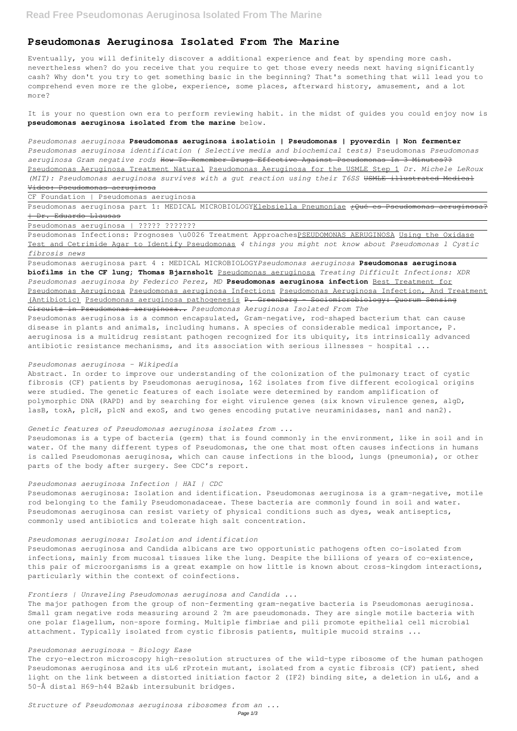# Pseudomonas Aeruginosa Isolated From The Marine

Eventually, you will definitely discover a additional experience and feat by spending more cash. nevertheless when? do you receive that you require to get those every needs next having significantly cash? Why don't you try to get something basic in the beginning? That's something that will lead you to comprehend even more re the globe, experience, some places, afterward history, amusement, and a lot more?

It is your no question own era to perform reviewing habit. in the midst of guides you could enjoy now is **pseudomonas aeruginosa isolated from the marine** below.

*Pseudomonas aeruginosa* **Pseudomonas aeruginosa isolatioin | Pseudomonas | pyoverdin | Non fermenter** *Pseudomonas aeruginosa identification ( Selective media and biochemical tests)* Pseudomonas *Pseudomonas aeruginosa Gram negative rods* ~~How To Remember Drugs Effective Against Pseudomonas In 3 Minutes??~~ Pseudomonas Aeruginosa Treatment Natural Pseudomonas Aeruginosa for the USMLE Step 1 *Dr. Michele LeRoux (MIT): Pseudomonas aeruginosa survives with a gut reaction using their T6SS* ~~USMLE illustrated Medical Video: Pseudomonas aeruginosa~~

CF Foundation | Pseudomonas aeruginosa

Pseudomonas aeruginosa part 1: MEDICAL MICROBIOLOGYKlebsiella Pneumoniae ~~¿Qué es Pseudomonas aeruginosa? | Dr. Eduardo Llausas~~

Pseudomonas aeruginosa | ????? ???????

Pseudomonas Infections: Prognoses \u0026 Treatment ApproachesPSEUDOMONAS AERUGINOSA Using the Oxidase Test and Cetrimide Agar to Identify Pseudomonas *4 things you might not know about Pseudomonas l Cystic fibrosis news*

Pseudomonas aeruginosa part 4 : MEDICAL MICROBIOLOGY*Pseudomonas aeruginosa* **Pseudomonas aeruginosa biofilms in the CF lung; Thomas Bjarnsholt** Pseudomonas aeruginosa *Treating Difficult Infections: XDR Pseudomonas aeruginosa by Federico Perez, MD* **Pseudomonas aeruginosa infection** Best Treatment for Pseudomonas Aeruginosa Pseudomonas aeruginosa Infections Pseudomonas Aeruginosa Infection, And Treatment (Antibiotic) Pseudomonas aeruginosa pathogenesis ~~P. Greenberg - Sociomicrobiology: Quorum Sensing Circuits in Pseudomonas aeruginosa..~~ *Pseudomonas Aeruginosa Isolated From The*

Pseudomonas aeruginosa is a common encapsulated, Gram-negative, rod-shaped bacterium that can cause disease in plants and animals, including humans. A species of considerable medical importance, P. aeruginosa is a multidrug resistant pathogen recognized for its ubiquity, its intrinsically advanced antibiotic resistance mechanisms, and its association with serious illnesses – hospital ...

*Pseudomonas aeruginosa - Wikipedia*

Abstract. In order to improve our understanding of the colonization of the pulmonary tract of cystic fibrosis (CF) patients by Pseudomonas aeruginosa, 162 isolates from five different ecological origins were studied. The genetic features of each isolate were determined by random amplification of polymorphic DNA (RAPD) and by searching for eight virulence genes (six known virulence genes, algD, lasB, toxA, plcH, plcN and exoS, and two genes encoding putative neuraminidases, nan1 and nan2).

*Genetic features of Pseudomonas aeruginosa isolates from ...*

Pseudomonas is a type of bacteria (germ) that is found commonly in the environment, like in soil and in water. Of the many different types of Pseudomonas, the one that most often causes infections in humans is called Pseudomonas aeruginosa, which can cause infections in the blood, lungs (pneumonia), or other parts of the body after surgery. See CDC's report.

*Pseudomonas aeruginosa Infection | HAI | CDC*

Pseudomonas aeruginosa: Isolation and identification. Pseudomonas aeruginosa is a gram-negative, motile rod belonging to the family Pseudomonadaceae. These bacteria are commonly found in soil and water. Pseudomonas aeruginosa can resist variety of physical conditions such as dyes, weak antiseptics, commonly used antibiotics and tolerate high salt concentration.

*Pseudomonas aeruginosa: Isolation and identification*

Pseudomonas aeruginosa and Candida albicans are two opportunistic pathogens often co-isolated from infections, mainly from mucosal tissues like the lung. Despite the billions of years of co-existence, this pair of microorganisms is a great example on how little is known about cross-kingdom interactions, particularly within the context of coinfections.

*Frontiers | Unraveling Pseudomonas aeruginosa and Candida ...*

The major pathogen from the group of non-fermenting gram-negative bacteria is Pseudomonas aeruginosa. Small gram negative rods measuring around 2 ?m are pseudomonads. They are single motile bacteria with one polar flagellum, non-spore forming. Multiple fimbriae and pili promote epithelial cell microbial attachment. Typically isolated from cystic fibrosis patients, multiple mucoid strains ...

*Pseudomonas aeruginosa - Biology Ease*

The cryo-electron microscopy high-resolution structures of the wild-type ribosome of the human pathogen Pseudomonas aeruginosa and its uL6 rProtein mutant, isolated from a cystic fibrosis (CF) patient, shed light on the link between a distorted initiation factor 2 (IF2) binding site, a deletion in uL6, and a 50-Å distal H69–h44 B2a&b intersubunit bridges.

*Structure of Pseudomonas aeruginosa ribosomes from an ...*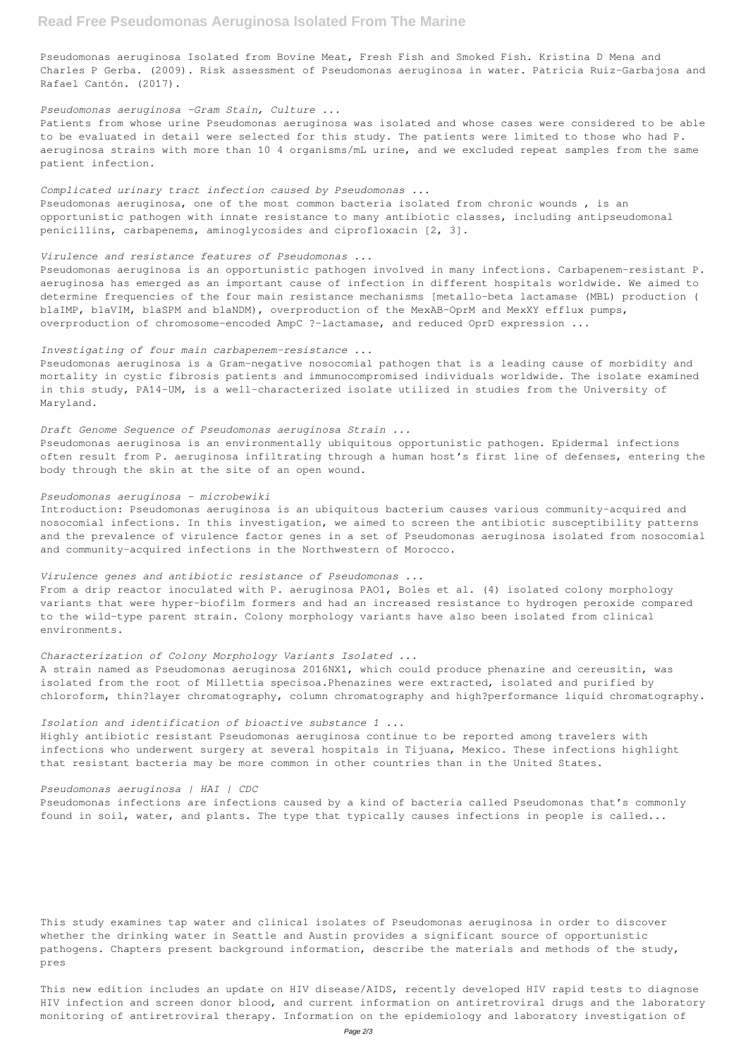Pseudomonas aeruginosa Isolated from Bovine Meat, Fresh Fish and Smoked Fish. Kristina D Mena and Charles P Gerba. (2009). Risk assessment of Pseudomonas aeruginosa in water. Patricia Ruiz-Garbajosa and Rafael Cantón. (2017).

*Pseudomonas aeruginosa -Gram Stain, Culture ...*

Patients from whose urine Pseudomonas aeruginosa was isolated and whose cases were considered to be able to be evaluated in detail were selected for this study. The patients were limited to those who had P. aeruginosa strains with more than 10 4 organisms/mL urine, and we excluded repeat samples from the same patient infection.

*Complicated urinary tract infection caused by Pseudomonas ...*

Pseudomonas aeruginosa, one of the most common bacteria isolated from chronic wounds , is an opportunistic pathogen with innate resistance to many antibiotic classes, including antipseudomonal penicillins, carbapenems, aminoglycosides and ciprofloxacin [2, 3].

*Virulence and resistance features of Pseudomonas ...*

Pseudomonas aeruginosa is an opportunistic pathogen involved in many infections. Carbapenem-resistant P. aeruginosa has emerged as an important cause of infection in different hospitals worldwide. We aimed to determine frequencies of the four main resistance mechanisms [metallo-beta lactamase (MBL) production ( blaIMP, blaVIM, blaSPM and blaNDM), overproduction of the MexAB-OprM and MexXY efflux pumps, overproduction of chromosome-encoded AmpC ?-lactamase, and reduced OprD expression ...

*Investigating of four main carbapenem-resistance ...*

Pseudomonas aeruginosa is a Gram-negative nosocomial pathogen that is a leading cause of morbidity and mortality in cystic fibrosis patients and immunocompromised individuals worldwide. The isolate examined in this study, PA14-UM, is a well-characterized isolate utilized in studies from the University of Maryland.

*Draft Genome Sequence of Pseudomonas aeruginosa Strain ...*

Pseudomonas aeruginosa is an environmentally ubiquitous opportunistic pathogen. Epidermal infections often result from P. aeruginosa infiltrating through a human host's first line of defenses, entering the body through the skin at the site of an open wound.

*Pseudomonas aeruginosa - microbewiki*

Introduction: Pseudomonas aeruginosa is an ubiquitous bacterium causes various community-acquired and nosocomial infections. In this investigation, we aimed to screen the antibiotic susceptibility patterns and the prevalence of virulence factor genes in a set of Pseudomonas aeruginosa isolated from nosocomial and community-acquired infections in the Northwestern of Morocco.

*Virulence genes and antibiotic resistance of Pseudomonas ...*

From a drip reactor inoculated with P. aeruginosa PAO1, Boles et al. (4) isolated colony morphology variants that were hyper-biofilm formers and had an increased resistance to hydrogen peroxide compared to the wild-type parent strain. Colony morphology variants have also been isolated from clinical environments.

*Characterization of Colony Morphology Variants Isolated ...*

A strain named as Pseudomonas aeruginosa 2016NX1, which could produce phenazine and cereusitin, was isolated from the root of Millettia specisoa.Phenazines were extracted, isolated and purified by chloroform, thin?layer chromatography, column chromatography and high?performance liquid chromatography.

*Isolation and identification of bioactive substance 1 ...*

Highly antibiotic resistant Pseudomonas aeruginosa continue to be reported among travelers with infections who underwent surgery at several hospitals in Tijuana, Mexico. These infections highlight that resistant bacteria may be more common in other countries than in the United States.

*Pseudomonas aeruginosa | HAI | CDC*

Pseudomonas infections are infections caused by a kind of bacteria called Pseudomonas that's commonly found in soil, water, and plants. The type that typically causes infections in people is called...

This study examines tap water and clinical isolates of Pseudomonas aeruginosa in order to discover whether the drinking water in Seattle and Austin provides a significant source of opportunistic pathogens. Chapters present background information, describe the materials and methods of the study, pres

This new edition includes an update on HIV disease/AIDS, recently developed HIV rapid tests to diagnose HIV infection and screen donor blood, and current information on antiretroviral drugs and the laboratory monitoring of antiretroviral therapy. Information on the epidemiology and laboratory investigation of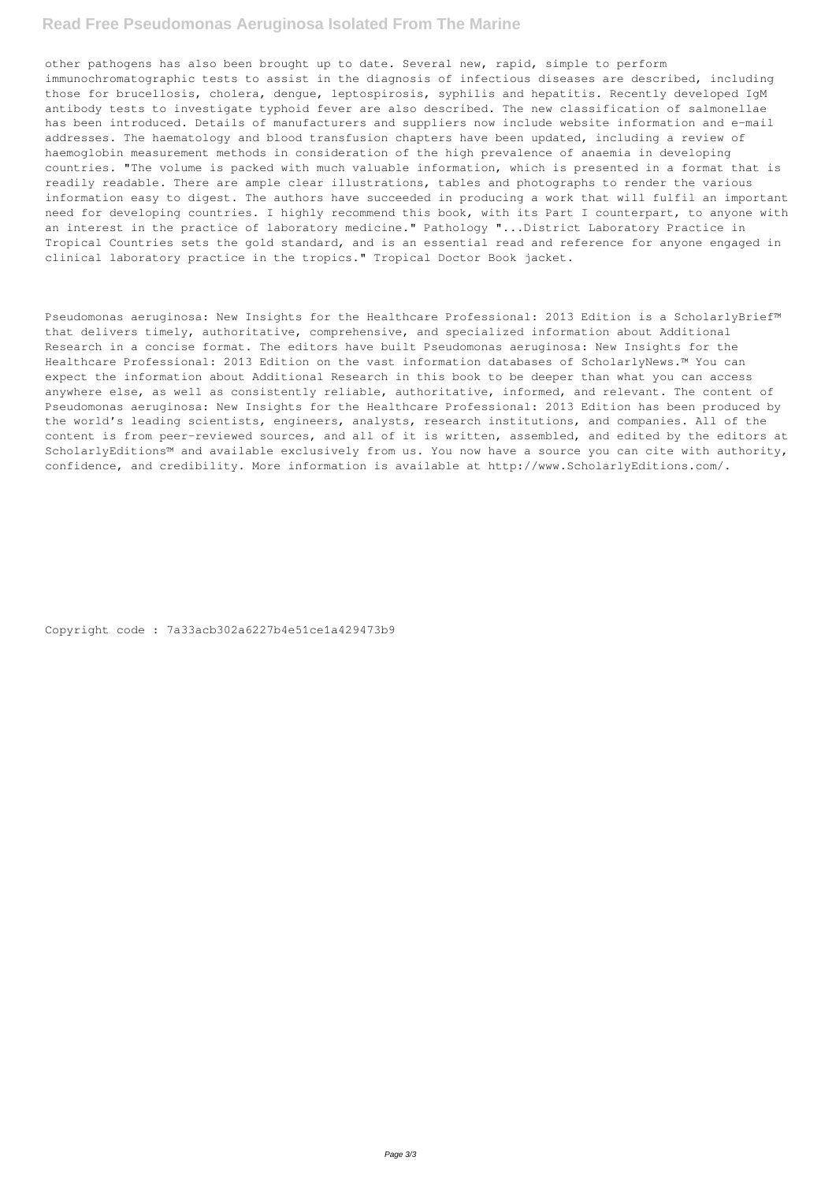other pathogens has also been brought up to date. Several new, rapid, simple to perform immunochromatographic tests to assist in the diagnosis of infectious diseases are described, including those for brucellosis, cholera, dengue, leptospirosis, syphilis and hepatitis. Recently developed IgM antibody tests to investigate typhoid fever are also described. The new classification of salmonellae has been introduced. Details of manufacturers and suppliers now include website information and e-mail addresses. The haematology and blood transfusion chapters have been updated, including a review of haemoglobin measurement methods in consideration of the high prevalence of anaemia in developing countries. "The volume is packed with much valuable information, which is presented in a format that is readily readable. There are ample clear illustrations, tables and photographs to render the various information easy to digest. The authors have succeeded in producing a work that will fulfil an important need for developing countries. I highly recommend this book, with its Part I counterpart, to anyone with an interest in the practice of laboratory medicine." Pathology "...District Laboratory Practice in Tropical Countries sets the gold standard, and is an essential read and reference for anyone engaged in clinical laboratory practice in the tropics." Tropical Doctor Book jacket.

Pseudomonas aeruginosa: New Insights for the Healthcare Professional: 2013 Edition is a ScholarlyBrief™ that delivers timely, authoritative, comprehensive, and specialized information about Additional Research in a concise format. The editors have built Pseudomonas aeruginosa: New Insights for the Healthcare Professional: 2013 Edition on the vast information databases of ScholarlyNews.™ You can expect the information about Additional Research in this book to be deeper than what you can access anywhere else, as well as consistently reliable, authoritative, informed, and relevant. The content of Pseudomonas aeruginosa: New Insights for the Healthcare Professional: 2013 Edition has been produced by the world's leading scientists, engineers, analysts, research institutions, and companies. All of the content is from peer-reviewed sources, and all of it is written, assembled, and edited by the editors at ScholarlyEditions™ and available exclusively from us. You now have a source you can cite with authority, confidence, and credibility. More information is available at http://www.ScholarlyEditions.com/.

Copyright code : 7a33acb302a6227b4e51ce1a429473b9